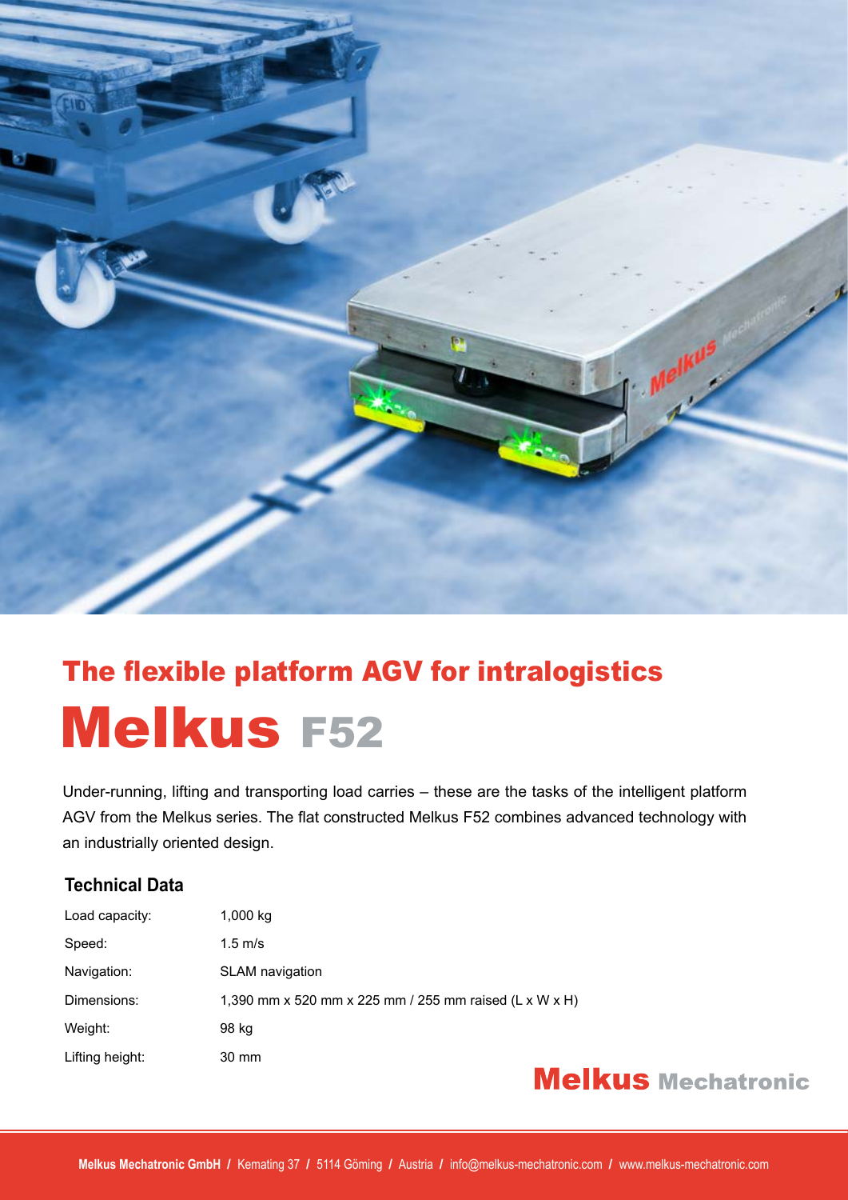## The flexible platform AGV for intralogistics

# Melkus F52

Under-running, lifting and transporting load carries – these are the tasks of the intelligent platform AGV from the Melkus series. The flat constructed Melkus F52 combines advanced technology with an industrially oriented design.

### Technical Data

| | |
|---|---|
| Load capacity: | 1,000 kg |
| Speed: | 1.5 m/s |
| Navigation: | SLAM navigation |
| Dimensions: | 1,390 mm x 520 mm x 225 mm / 255 mm raised (L x W x H) |
| Weight: | 98 kg |
| Lifting height: | 30 mm |

**Melkus Mechatronic**

**Melkus Mechatronic GmbH** / Kemating 37 / 5114 Göming / Austria / info@melkus-mechatronic.com / www.melkus-mechatronic.com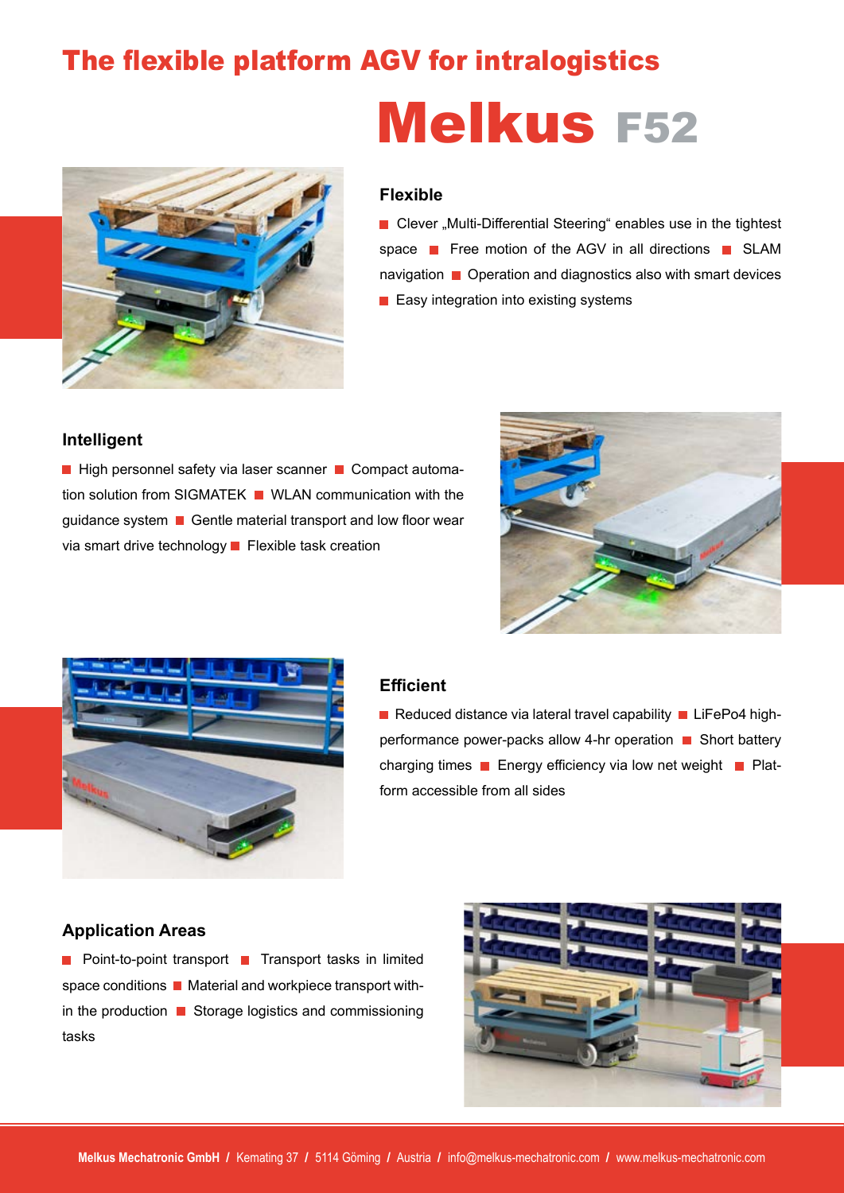# The flexible platform AGV for intralogistics

# Melkus F52

### Flexible

■ Clever „Multi-Differential Steering“ enables use in the tightest space ■ Free motion of the AGV in all directions ■ SLAM navigation ■ Operation and diagnostics also with smart devices ■ Easy integration into existing systems

### Intelligent

■ High personnel safety via laser scanner ■ Compact automation solution from SIGMATEK ■ WLAN communication with the guidance system ■ Gentle material transport and low floor wear via smart drive technology ■ Flexible task creation

### Efficient

■ Reduced distance via lateral travel capability ■ LiFePo4 high-performance power-packs allow 4-hr operation ■ Short battery charging times ■ Energy efficiency via low net weight ■ Platform accessible from all sides

### Application Areas

■ Point-to-point transport ■ Transport tasks in limited space conditions ■ Material and workpiece transport within the production ■ Storage logistics and commissioning tasks

**Melkus Mechatronic GmbH** / Kemating 37 / 5114 Göming / Austria / info@melkus-mechatronic.com / www.melkus-mechatronic.com